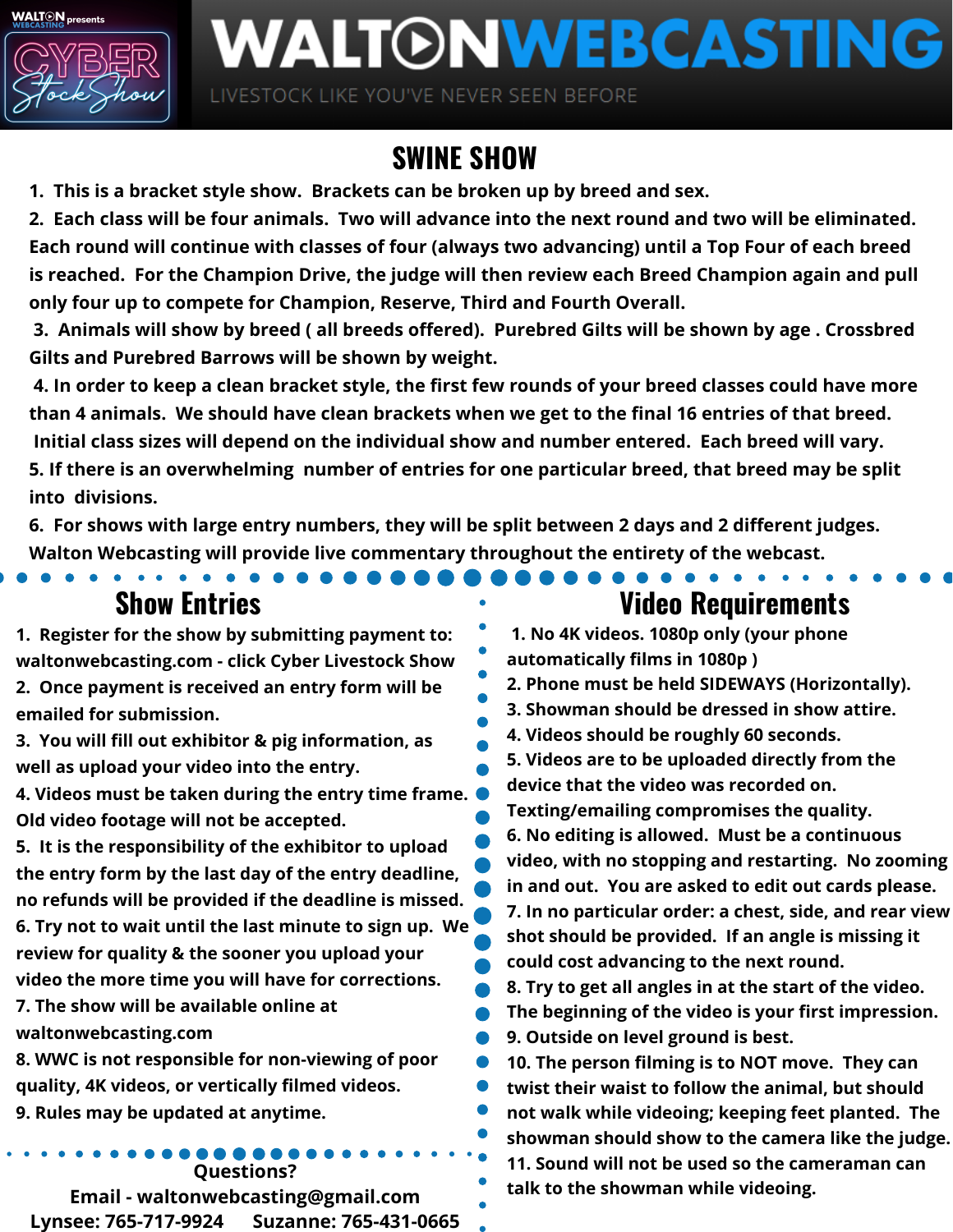WALTON WEBCASTING presents

CYBER Stock Show

# WALTON WEBCASTING

LIVESTOCK LIKE YOU'VE NEVER SEEN BEFORE

## SWINE SHOW

1. This is a bracket style show. Brackets can be broken up by breed and sex.
2. Each class will be four animals. Two will advance into the next round and two will be eliminated. Each round will continue with classes of four (always two advancing) until a Top Four of each breed is reached. For the Champion Drive, the judge will then review each Breed Champion again and pull only four up to compete for Champion, Reserve, Third and Fourth Overall.
3. Animals will show by breed ( all breeds offered). Purebred Gilts will be shown by age . Crossbred Gilts and Purebred Barrows will be shown by weight.
4. In order to keep a clean bracket style, the first few rounds of your breed classes could have more than 4 animals. We should have clean brackets when we get to the final 16 entries of that breed. Initial class sizes will depend on the individual show and number entered. Each breed will vary.
5. If there is an overwhelming number of entries for one particular breed, that breed may be split into divisions.
6. For shows with large entry numbers, they will be split between 2 days and 2 different judges. Walton Webcasting will provide live commentary throughout the entirety of the webcast.

## Show Entries

1. Register for the show by submitting payment to: waltonwebcasting.com - click Cyber Livestock Show
2. Once payment is received an entry form will be emailed for submission.
3. You will fill out exhibitor & pig information, as well as upload your video into the entry.
4. Videos must be taken during the entry time frame. Old video footage will not be accepted.
5. It is the responsibility of the exhibitor to upload the entry form by the last day of the entry deadline, no refunds will be provided if the deadline is missed.
6. Try not to wait until the last minute to sign up. We review for quality & the sooner you upload your video the more time you will have for corrections.
7. The show will be available online at waltonwebcasting.com
8. WWC is not responsible for non-viewing of poor quality, 4K videos, or vertically filmed videos.
9. Rules may be updated at anytime.

**Questions?**

Email - waltonwebcasting@gmail.com

Lynsee: 765-717-9924 Suzanne: 765-431-0665

## Video Requirements

1. No 4K videos. 1080p only (your phone automatically films in 1080p )
2. Phone must be held SIDEWAYS (Horizontally).
3. Showman should be dressed in show attire.
4. Videos should be roughly 60 seconds.
5. Videos are to be uploaded directly from the device that the video was recorded on. Texting/emailing compromises the quality.
6. No editing is allowed. Must be a continuous video, with no stopping and restarting. No zooming in and out. You are asked to edit out cards please.
7. In no particular order: a chest, side, and rear view shot should be provided. If an angle is missing it could cost advancing to the next round.
8. Try to get all angles in at the start of the video. The beginning of the video is your first impression.
9. Outside on level ground is best.
10. The person filming is to NOT move. They can twist their waist to follow the animal, but should not walk while videoing; keeping feet planted. The showman should show to the camera like the judge.
11. Sound will not be used so the cameraman can talk to the showman while videoing.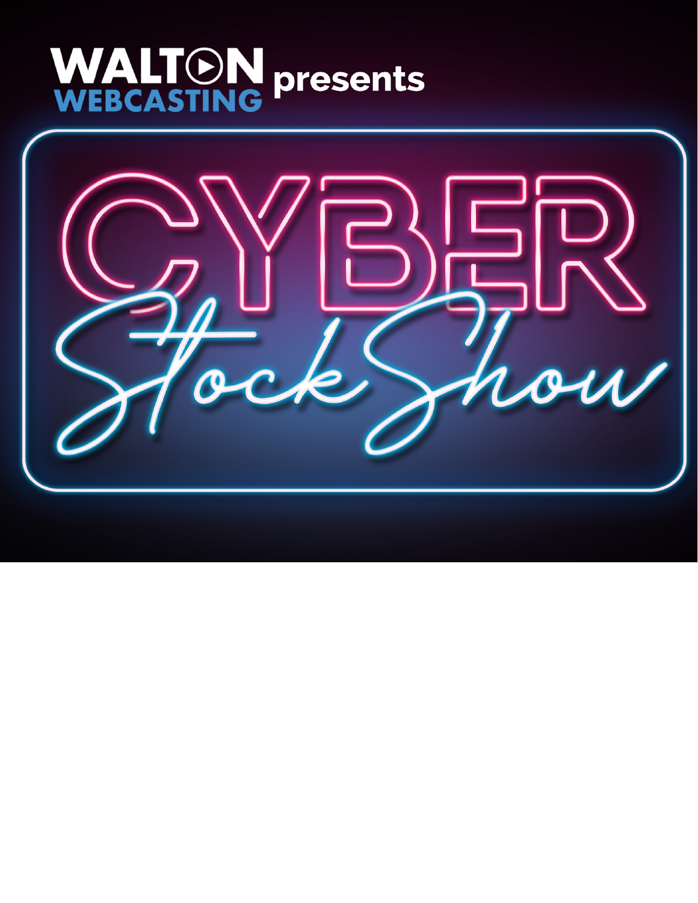# WALTON WEBCASTING presents

# CYBER Stock Show